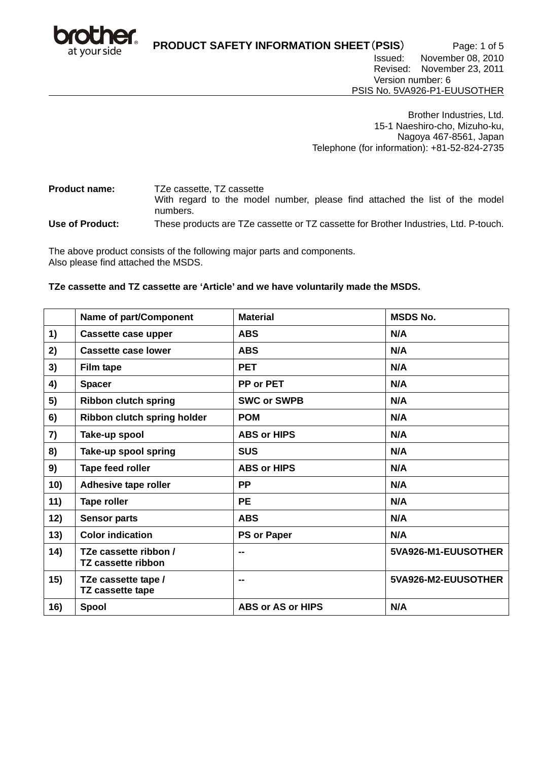# PRODUCT SAFETY INFORMATION SHEET（PSIS）

Issued: November 08, 2010
Revised: November 23, 2011
Version number: 6
PSIS No. 5VA926-P1-EUUSOTHER

Brother Industries, Ltd.
15-1 Naeshiro-cho, Mizuho-ku,
Nagoya 467-8561, Japan
Telephone (for information): +81-52-824-2735

**Product name:** TZe cassette, TZ cassette
With regard to the model number, please find attached the list of the model numbers.

**Use of Product:** These products are TZe cassette or TZ cassette for Brother Industries, Ltd. P-touch.

The above product consists of the following major parts and components.
Also please find attached the MSDS.

**TZe cassette and TZ cassette are 'Article' and we have voluntarily made the MSDS.**

| | Name of part/Component | Material | MSDS No. |
|---|---|---|---|
| 1) | Cassette case upper | ABS | N/A |
| 2) | Cassette case lower | ABS | N/A |
| 3) | Film tape | PET | N/A |
| 4) | Spacer | PP or PET | N/A |
| 5) | Ribbon clutch spring | SWC or SWPB | N/A |
| 6) | Ribbon clutch spring holder | POM | N/A |
| 7) | Take-up spool | ABS or HIPS | N/A |
| 8) | Take-up spool spring | SUS | N/A |
| 9) | Tape feed roller | ABS or HIPS | N/A |
| 10) | Adhesive tape roller | PP | N/A |
| 11) | Tape roller | PE | N/A |
| 12) | Sensor parts | ABS | N/A |
| 13) | Color indication | PS or Paper | N/A |
| 14) | TZe cassette ribbon / TZ cassette ribbon | -- | 5VA926-M1-EUUSOTHER |
| 15) | TZe cassette tape / TZ cassette tape | -- | 5VA926-M2-EUUSOTHER |
| 16) | Spool | ABS or AS or HIPS | N/A |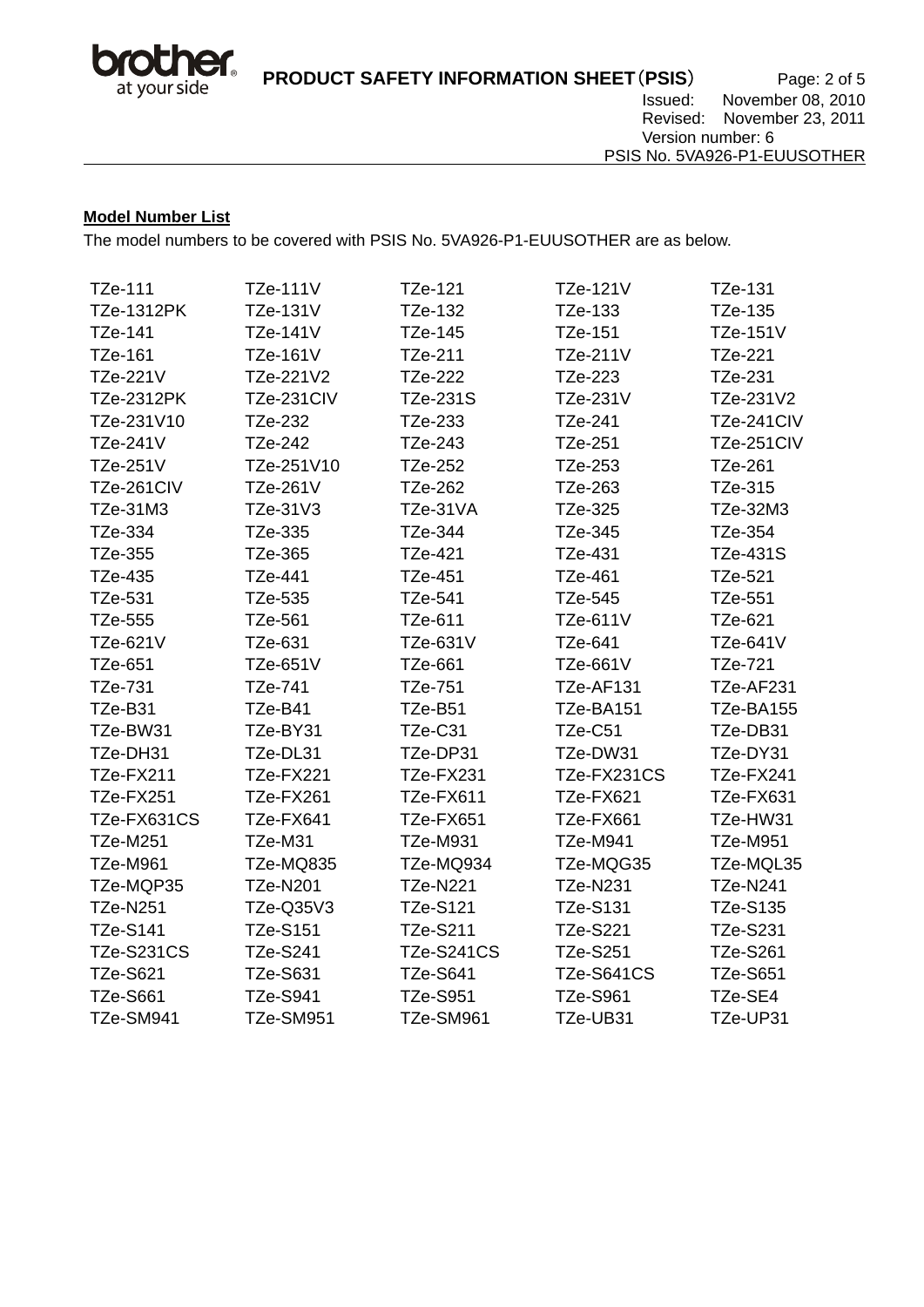**Model Number List**

The model numbers to be covered with PSIS No. 5VA926-P1-EUUSOTHER are as below.

| | | | | |
|---|---|---|---|---|
| TZe-111 | TZe-111V | TZe-121 | TZe-121V | TZe-131 |
| TZe-1312PK | TZe-131V | TZe-132 | TZe-133 | TZe-135 |
| TZe-141 | TZe-141V | TZe-145 | TZe-151 | TZe-151V |
| TZe-161 | TZe-161V | TZe-211 | TZe-211V | TZe-221 |
| TZe-221V | TZe-221V2 | TZe-222 | TZe-223 | TZe-231 |
| TZe-2312PK | TZe-231CIV | TZe-231S | TZe-231V | TZe-231V2 |
| TZe-231V10 | TZe-232 | TZe-233 | TZe-241 | TZe-241CIV |
| TZe-241V | TZe-242 | TZe-243 | TZe-251 | TZe-251CIV |
| TZe-251V | TZe-251V10 | TZe-252 | TZe-253 | TZe-261 |
| TZe-261CIV | TZe-261V | TZe-262 | TZe-263 | TZe-315 |
| TZe-31M3 | TZe-31V3 | TZe-31VA | TZe-325 | TZe-32M3 |
| TZe-334 | TZe-335 | TZe-344 | TZe-345 | TZe-354 |
| TZe-355 | TZe-365 | TZe-421 | TZe-431 | TZe-431S |
| TZe-435 | TZe-441 | TZe-451 | TZe-461 | TZe-521 |
| TZe-531 | TZe-535 | TZe-541 | TZe-545 | TZe-551 |
| TZe-555 | TZe-561 | TZe-611 | TZe-611V | TZe-621 |
| TZe-621V | TZe-631 | TZe-631V | TZe-641 | TZe-641V |
| TZe-651 | TZe-651V | TZe-661 | TZe-661V | TZe-721 |
| TZe-731 | TZe-741 | TZe-751 | TZe-AF131 | TZe-AF231 |
| TZe-B31 | TZe-B41 | TZe-B51 | TZe-BA151 | TZe-BA155 |
| TZe-BW31 | TZe-BY31 | TZe-C31 | TZe-C51 | TZe-DB31 |
| TZe-DH31 | TZe-DL31 | TZe-DP31 | TZe-DW31 | TZe-DY31 |
| TZe-FX211 | TZe-FX221 | TZe-FX231 | TZe-FX231CS | TZe-FX241 |
| TZe-FX251 | TZe-FX261 | TZe-FX611 | TZe-FX621 | TZe-FX631 |
| TZe-FX631CS | TZe-FX641 | TZe-FX651 | TZe-FX661 | TZe-HW31 |
| TZe-M251 | TZe-M31 | TZe-M931 | TZe-M941 | TZe-M951 |
| TZe-M961 | TZe-MQ835 | TZe-MQ934 | TZe-MQG35 | TZe-MQL35 |
| TZe-MQP35 | TZe-N201 | TZe-N221 | TZe-N231 | TZe-N241 |
| TZe-N251 | TZe-Q35V3 | TZe-S121 | TZe-S131 | TZe-S135 |
| TZe-S141 | TZe-S151 | TZe-S211 | TZe-S221 | TZe-S231 |
| TZe-S231CS | TZe-S241 | TZe-S241CS | TZe-S251 | TZe-S261 |
| TZe-S621 | TZe-S631 | TZe-S641 | TZe-S641CS | TZe-S651 |
| TZe-S661 | TZe-S941 | TZe-S951 | TZe-S961 | TZe-SE4 |
| TZe-SM941 | TZe-SM951 | TZe-SM961 | TZe-UB31 | TZe-UP31 |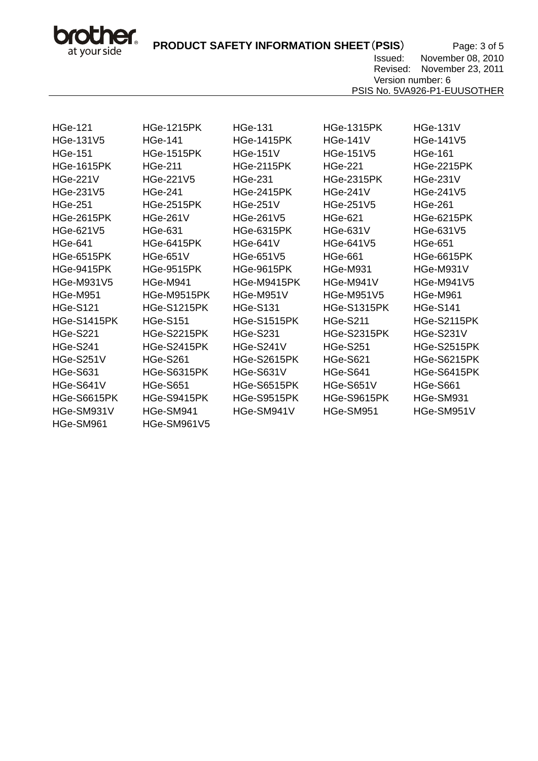| | | | | |
|---|---|---|---|---|
| HGe-121 | HGe-1215PK | HGe-131 | HGe-1315PK | HGe-131V |
| HGe-131V5 | HGe-141 | HGe-1415PK | HGe-141V | HGe-141V5 |
| HGe-151 | HGe-1515PK | HGe-151V | HGe-151V5 | HGe-161 |
| HGe-1615PK | HGe-211 | HGe-2115PK | HGe-221 | HGe-2215PK |
| HGe-221V | HGe-221V5 | HGe-231 | HGe-2315PK | HGe-231V |
| HGe-231V5 | HGe-241 | HGe-2415PK | HGe-241V | HGe-241V5 |
| HGe-251 | HGe-2515PK | HGe-251V | HGe-251V5 | HGe-261 |
| HGe-2615PK | HGe-261V | HGe-261V5 | HGe-621 | HGe-6215PK |
| HGe-621V5 | HGe-631 | HGe-6315PK | HGe-631V | HGe-631V5 |
| HGe-641 | HGe-6415PK | HGe-641V | HGe-641V5 | HGe-651 |
| HGe-6515PK | HGe-651V | HGe-651V5 | HGe-661 | HGe-6615PK |
| HGe-9415PK | HGe-9515PK | HGe-9615PK | HGe-M931 | HGe-M931V |
| HGe-M931V5 | HGe-M941 | HGe-M9415PK | HGe-M941V | HGe-M941V5 |
| HGe-M951 | HGe-M9515PK | HGe-M951V | HGe-M951V5 | HGe-M961 |
| HGe-S121 | HGe-S1215PK | HGe-S131 | HGe-S1315PK | HGe-S141 |
| HGe-S1415PK | HGe-S151 | HGe-S1515PK | HGe-S211 | HGe-S2115PK |
| HGe-S221 | HGe-S2215PK | HGe-S231 | HGe-S2315PK | HGe-S231V |
| HGe-S241 | HGe-S2415PK | HGe-S241V | HGe-S251 | HGe-S2515PK |
| HGe-S251V | HGe-S261 | HGe-S2615PK | HGe-S621 | HGe-S6215PK |
| HGe-S631 | HGe-S6315PK | HGe-S631V | HGe-S641 | HGe-S6415PK |
| HGe-S641V | HGe-S651 | HGe-S6515PK | HGe-S651V | HGe-S661 |
| HGe-S6615PK | HGe-S9415PK | HGe-S9515PK | HGe-S9615PK | HGe-SM931 |
| HGe-SM931V | HGe-SM941 | HGe-SM941V | HGe-SM951 | HGe-SM951V |
| HGe-SM961 | HGe-SM961V5 | | | |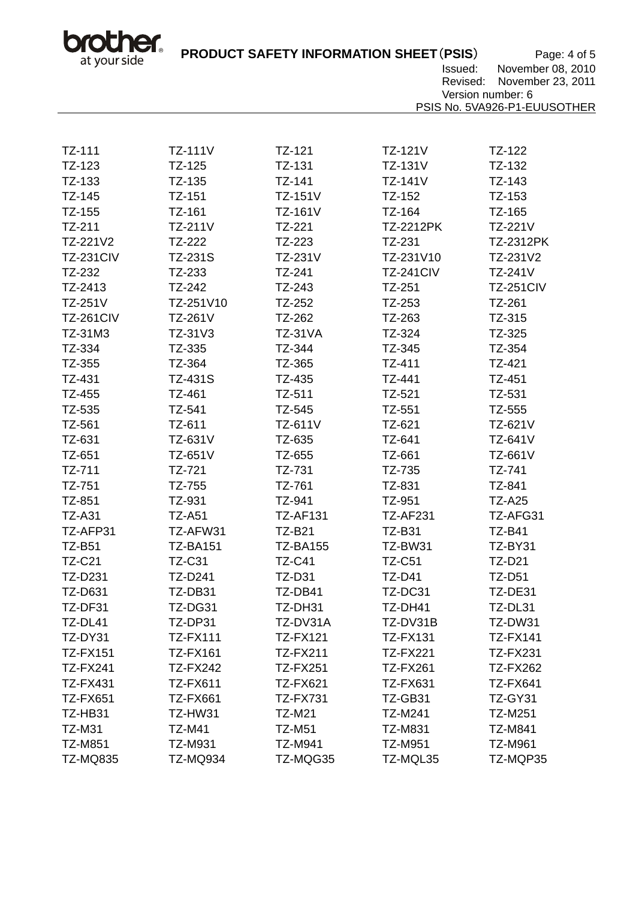| | | | | |
|---|---|---|---|---|
| TZ-111 | TZ-111V | TZ-121 | TZ-121V | TZ-122 |
| TZ-123 | TZ-125 | TZ-131 | TZ-131V | TZ-132 |
| TZ-133 | TZ-135 | TZ-141 | TZ-141V | TZ-143 |
| TZ-145 | TZ-151 | TZ-151V | TZ-152 | TZ-153 |
| TZ-155 | TZ-161 | TZ-161V | TZ-164 | TZ-165 |
| TZ-211 | TZ-211V | TZ-221 | TZ-2212PK | TZ-221V |
| TZ-221V2 | TZ-222 | TZ-223 | TZ-231 | TZ-2312PK |
| TZ-231CIV | TZ-231S | TZ-231V | TZ-231V10 | TZ-231V2 |
| TZ-232 | TZ-233 | TZ-241 | TZ-241CIV | TZ-241V |
| TZ-2413 | TZ-242 | TZ-243 | TZ-251 | TZ-251CIV |
| TZ-251V | TZ-251V10 | TZ-252 | TZ-253 | TZ-261 |
| TZ-261CIV | TZ-261V | TZ-262 | TZ-263 | TZ-315 |
| TZ-31M3 | TZ-31V3 | TZ-31VA | TZ-324 | TZ-325 |
| TZ-334 | TZ-335 | TZ-344 | TZ-345 | TZ-354 |
| TZ-355 | TZ-364 | TZ-365 | TZ-411 | TZ-421 |
| TZ-431 | TZ-431S | TZ-435 | TZ-441 | TZ-451 |
| TZ-455 | TZ-461 | TZ-511 | TZ-521 | TZ-531 |
| TZ-535 | TZ-541 | TZ-545 | TZ-551 | TZ-555 |
| TZ-561 | TZ-611 | TZ-611V | TZ-621 | TZ-621V |
| TZ-631 | TZ-631V | TZ-635 | TZ-641 | TZ-641V |
| TZ-651 | TZ-651V | TZ-655 | TZ-661 | TZ-661V |
| TZ-711 | TZ-721 | TZ-731 | TZ-735 | TZ-741 |
| TZ-751 | TZ-755 | TZ-761 | TZ-831 | TZ-841 |
| TZ-851 | TZ-931 | TZ-941 | TZ-951 | TZ-A25 |
| TZ-A31 | TZ-A51 | TZ-AF131 | TZ-AF231 | TZ-AFG31 |
| TZ-AFP31 | TZ-AFW31 | TZ-B21 | TZ-B31 | TZ-B41 |
| TZ-B51 | TZ-BA151 | TZ-BA155 | TZ-BW31 | TZ-BY31 |
| TZ-C21 | TZ-C31 | TZ-C41 | TZ-C51 | TZ-D21 |
| TZ-D231 | TZ-D241 | TZ-D31 | TZ-D41 | TZ-D51 |
| TZ-D631 | TZ-DB31 | TZ-DB41 | TZ-DC31 | TZ-DE31 |
| TZ-DF31 | TZ-DG31 | TZ-DH31 | TZ-DH41 | TZ-DL31 |
| TZ-DL41 | TZ-DP31 | TZ-DV31A | TZ-DV31B | TZ-DW31 |
| TZ-DY31 | TZ-FX111 | TZ-FX121 | TZ-FX131 | TZ-FX141 |
| TZ-FX151 | TZ-FX161 | TZ-FX211 | TZ-FX221 | TZ-FX231 |
| TZ-FX241 | TZ-FX242 | TZ-FX251 | TZ-FX261 | TZ-FX262 |
| TZ-FX431 | TZ-FX611 | TZ-FX621 | TZ-FX631 | TZ-FX641 |
| TZ-FX651 | TZ-FX661 | TZ-FX731 | TZ-GB31 | TZ-GY31 |
| TZ-HB31 | TZ-HW31 | TZ-M21 | TZ-M241 | TZ-M251 |
| TZ-M31 | TZ-M41 | TZ-M51 | TZ-M831 | TZ-M841 |
| TZ-M851 | TZ-M931 | TZ-M941 | TZ-M951 | TZ-M961 |
| TZ-MQ835 | TZ-MQ934 | TZ-MQG35 | TZ-MQL35 | TZ-MQP35 |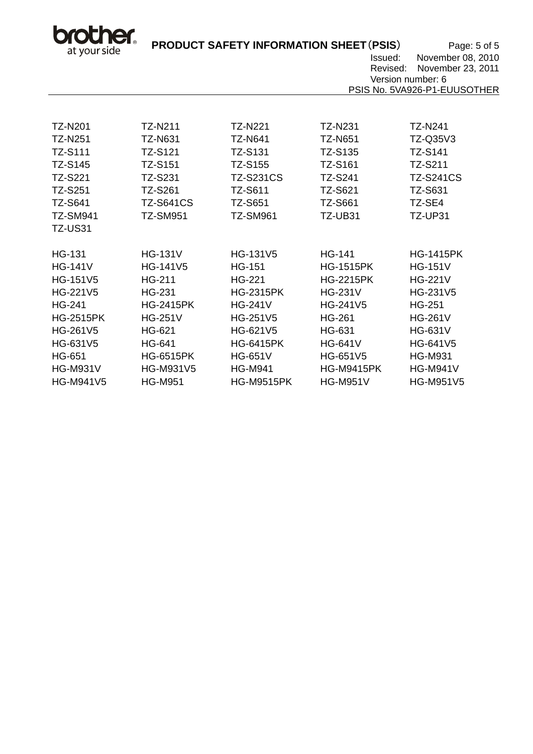| | | | | |
|---|---|---|---|---|
| TZ-N201 | TZ-N211 | TZ-N221 | TZ-N231 | TZ-N241 |
| TZ-N251 | TZ-N631 | TZ-N641 | TZ-N651 | TZ-Q35V3 |
| TZ-S111 | TZ-S121 | TZ-S131 | TZ-S135 | TZ-S141 |
| TZ-S145 | TZ-S151 | TZ-S155 | TZ-S161 | TZ-S211 |
| TZ-S221 | TZ-S231 | TZ-S231CS | TZ-S241 | TZ-S241CS |
| TZ-S251 | TZ-S261 | TZ-S611 | TZ-S621 | TZ-S631 |
| TZ-S641 | TZ-S641CS | TZ-S651 | TZ-S661 | TZ-SE4 |
| TZ-SM941 | TZ-SM951 | TZ-SM961 | TZ-UB31 | TZ-UP31 |
| TZ-US31 | | | | |

| | | | | |
|---|---|---|---|---|
| HG-131 | HG-131V | HG-131V5 | HG-141 | HG-1415PK |
| HG-141V | HG-141V5 | HG-151 | HG-1515PK | HG-151V |
| HG-151V5 | HG-211 | HG-221 | HG-2215PK | HG-221V |
| HG-221V5 | HG-231 | HG-2315PK | HG-231V | HG-231V5 |
| HG-241 | HG-2415PK | HG-241V | HG-241V5 | HG-251 |
| HG-2515PK | HG-251V | HG-251V5 | HG-261 | HG-261V |
| HG-261V5 | HG-621 | HG-621V5 | HG-631 | HG-631V |
| HG-631V5 | HG-641 | HG-6415PK | HG-641V | HG-641V5 |
| HG-651 | HG-6515PK | HG-651V | HG-651V5 | HG-M931 |
| HG-M931V | HG-M931V5 | HG-M941 | HG-M9415PK | HG-M941V |
| HG-M941V5 | HG-M951 | HG-M9515PK | HG-M951V | HG-M951V5 |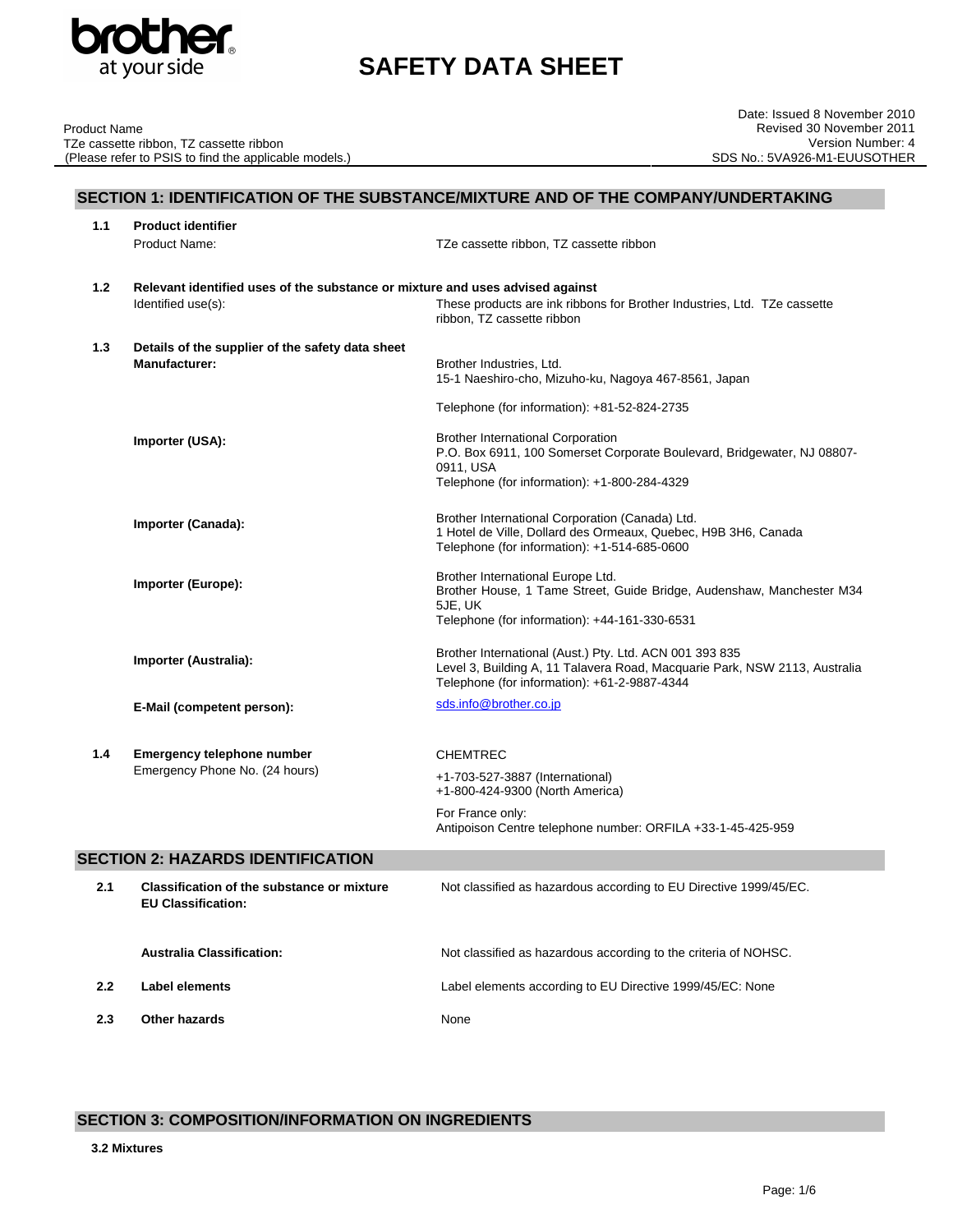# SAFETY DATA SHEET

Product Name
TZe cassette ribbon, TZ cassette ribbon
(Please refer to PSIS to find the applicable models.)

Date: Issued 8 November 2010
Revised 30 November 2011
Version Number: 4
SDS No.: 5VA926-M1-EUUSOTHER

## SECTION 1: IDENTIFICATION OF THE SUBSTANCE/MIXTURE AND OF THE COMPANY/UNDERTAKING

**1.1 Product identifier**

Product Name: TZe cassette ribbon, TZ cassette ribbon

**1.2 Relevant identified uses of the substance or mixture and uses advised against**

Identified use(s): These products are ink ribbons for Brother Industries, Ltd. TZe cassette ribbon, TZ cassette ribbon

**1.3 Details of the supplier of the safety data sheet**

**Manufacturer:**
Brother Industries, Ltd.
15-1 Naeshiro-cho, Mizuho-ku, Nagoya 467-8561, Japan

Telephone (for information): +81-52-824-2735

**Importer (USA):**
Brother International Corporation
P.O. Box 6911, 100 Somerset Corporate Boulevard, Bridgewater, NJ 08807-0911, USA
Telephone (for information): +1-800-284-4329

**Importer (Canada):**
Brother International Corporation (Canada) Ltd.
1 Hotel de Ville, Dollard des Ormeaux, Quebec, H9B 3H6, Canada
Telephone (for information): +1-514-685-0600

**Importer (Europe):**
Brother International Europe Ltd.
Brother House, 1 Tame Street, Guide Bridge, Audenshaw, Manchester M34 5JE, UK
Telephone (for information): +44-161-330-6531

**Importer (Australia):**
Brother International (Aust.) Pty. Ltd. ACN 001 393 835
Level 3, Building A, 11 Talavera Road, Macquarie Park, NSW 2113, Australia
Telephone (for information): +61-2-9887-4344

**E-Mail (competent person):** sds.info@brother.co.jp

**1.4 Emergency telephone number**

Emergency Phone No. (24 hours)

CHEMTREC
+1-703-527-3887 (International)
+1-800-424-9300 (North America)

For France only:
Antipoison Centre telephone number: ORFILA +33-1-45-425-959

## SECTION 2: HAZARDS IDENTIFICATION

**2.1 Classification of the substance or mixture**

**EU Classification:** Not classified as hazardous according to EU Directive 1999/45/EC.

**Australia Classification:** Not classified as hazardous according to the criteria of NOHSC.

**2.2 Label elements** Label elements according to EU Directive 1999/45/EC: None

**2.3 Other hazards** None

## SECTION 3: COMPOSITION/INFORMATION ON INGREDIENTS

**3.2 Mixtures**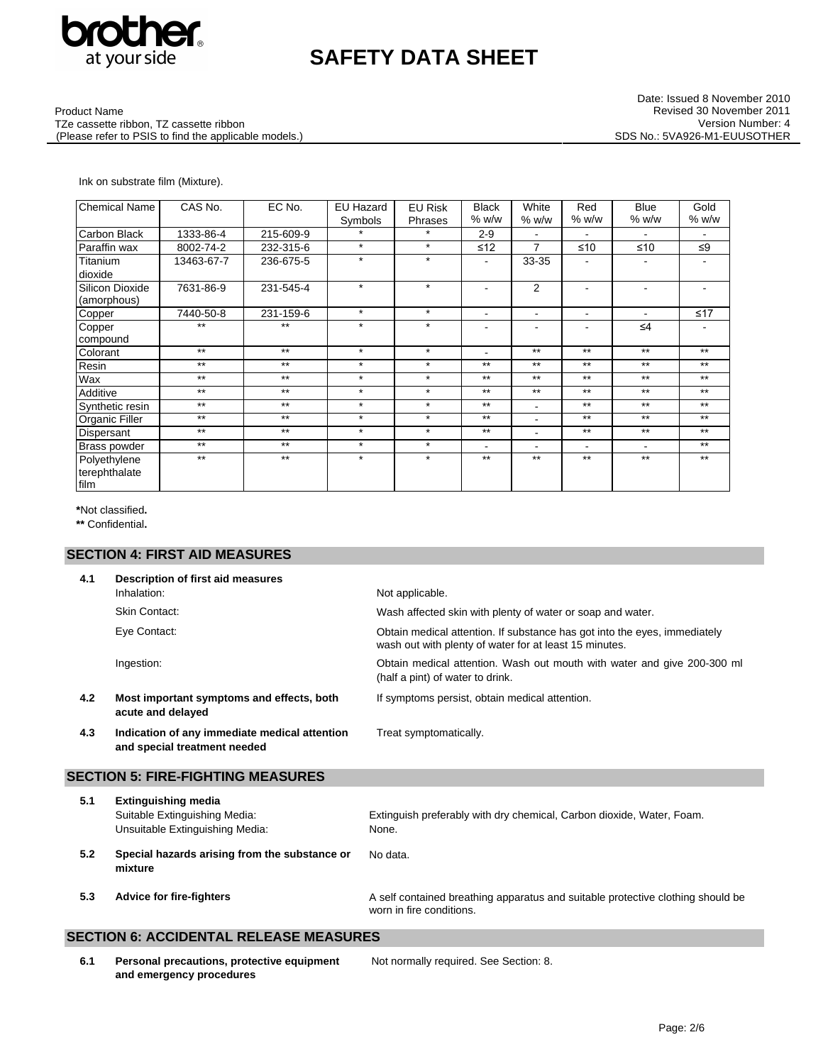Ink on substrate film (Mixture).

| Chemical Name | CAS No. | EC No. | EU Hazard Symbols | EU Risk Phrases | Black % w/w | White % w/w | Red % w/w | Blue % w/w | Gold % w/w |
|---|---|---|---|---|---|---|---|---|---|
| Carbon Black | 1333-86-4 | 215-609-9 | * | * | 2-9 | - | - | - | - |
| Paraffin wax | 8002-74-2 | 232-315-6 | * | * | ≤12 | 7 | ≤10 | ≤10 | ≤9 |
| Titanium dioxide | 13463-67-7 | 236-675-5 | * | * | - | 33-35 | - | - | - |
| Silicon Dioxide (amorphous) | 7631-86-9 | 231-545-4 | * | * | - | 2 | - | - | - |
| Copper | 7440-50-8 | 231-159-6 | * | * | - | - | - | - | ≤17 |
| Copper compound | ** | ** | * | * | - | - | - | ≤4 | - |
| Colorant | ** | ** | * | * | - | ** | ** | ** | ** |
| Resin | ** | ** | * | * | ** | ** | ** | ** | ** |
| Wax | ** | ** | * | * | ** | ** | ** | ** | ** |
| Additive | ** | ** | * | * | ** | ** | ** | ** | ** |
| Synthetic resin | ** | ** | * | * | ** | - | ** | ** | ** |
| Organic Filler | ** | ** | * | * | ** | - | ** | ** | ** |
| Dispersant | ** | ** | * | * | ** | - | ** | ** | ** |
| Brass powder | ** | ** | * | * | - | - | - | - | ** |
| Polyethylene terephthalate film | ** | ** | * | * | ** | ** | ** | ** | ** |

***Not classified.**

**** Confidential.**

## SECTION 4: FIRST AID MEASURES

**4.1 Description of first aid measures**

| | |
|---|---|
| Inhalation: | Not applicable. |
| Skin Contact: | Wash affected skin with plenty of water or soap and water. |
| Eye Contact: | Obtain medical attention. If substance has got into the eyes, immediately wash out with plenty of water for at least 15 minutes. |
| Ingestion: | Obtain medical attention. Wash out mouth with water and give 200-300 ml (half a pint) of water to drink. |

**4.2 Most important symptoms and effects, both acute and delayed**

If symptoms persist, obtain medical attention.

**4.3 Indication of any immediate medical attention and special treatment needed**

Treat symptomatically.

## SECTION 5: FIRE-FIGHTING MEASURES

**5.1 Extinguishing media**

Suitable Extinguishing Media: Extinguish preferably with dry chemical, Carbon dioxide, Water, Foam.

Unsuitable Extinguishing Media: None.

**5.2 Special hazards arising from the substance or mixture**

No data.

**5.3 Advice for fire-fighters**

A self contained breathing apparatus and suitable protective clothing should be worn in fire conditions.

## SECTION 6: ACCIDENTAL RELEASE MEASURES

**6.1 Personal precautions, protective equipment and emergency procedures**

Not normally required. See Section: 8.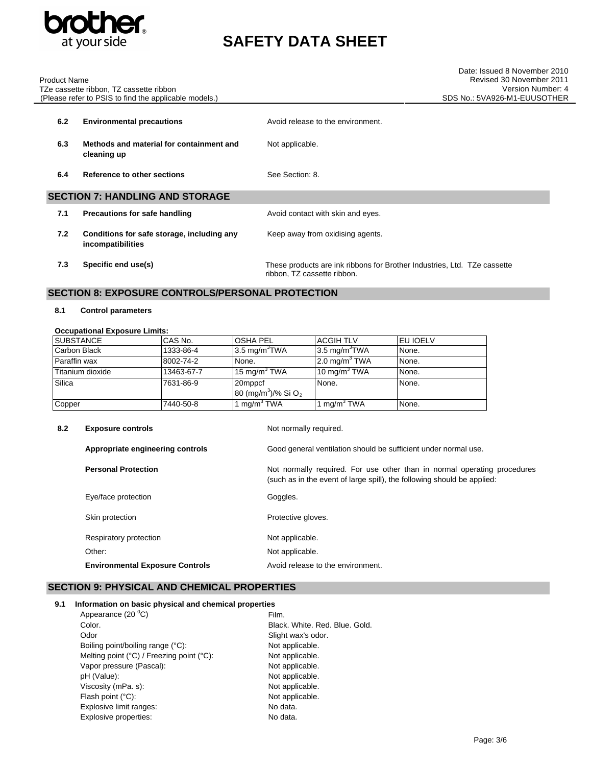| | | |
|---|---|---|
| **6.2** | **Environmental precautions** | Avoid release to the environment. |
| **6.3** | **Methods and material for containment and cleaning up** | Not applicable. |
| **6.4** | **Reference to other sections** | See Section: 8. |

## SECTION 7: HANDLING AND STORAGE

| | | |
|---|---|---|
| **7.1** | **Precautions for safe handling** | Avoid contact with skin and eyes. |
| **7.2** | **Conditions for safe storage, including any incompatibilities** | Keep away from oxidising agents. |
| **7.3** | **Specific end use(s)** | These products are ink ribbons for Brother Industries, Ltd. TZe cassette ribbon, TZ cassette ribbon. |

## SECTION 8: EXPOSURE CONTROLS/PERSONAL PROTECTION

**8.1 Control parameters**

**Occupational Exposure Limits:**

| SUBSTANCE | CAS No. | OSHA PEL | ACGIH TLV | EU IOELV |
|---|---|---|---|---|
| Carbon Black | 1333-86-4 | 3.5 $mg/m^3$TWA | 3.5 $mg/m^3$TWA | None. |
| Paraffin wax | 8002-74-2 | None. | 2.0 $mg/m^3$ TWA | None. |
| Titanium dioxide | 13463-67-7 | 15 $mg/m^3$ TWA | 10 $mg/m^3$ TWA | None. |
| Silica | 7631-86-9 | 20mppcf 80 $(mg/m^3)$/% $SiO_2$ | None. | None. |
| Copper | 7440-50-8 | 1 $mg/m^3$ TWA | 1 $mg/m^3$ TWA | None. |

| | | |
|---|---|---|
| **8.2** | **Exposure controls** | Not normally required. |
| | **Appropriate engineering controls** | Good general ventilation should be sufficient under normal use. |
| | **Personal Protection** | Not normally required. For use other than in normal operating procedures (such as in the event of large spill), the following should be applied: |
| | Eye/face protection | Goggles. |
| | Skin protection | Protective gloves. |
| | Respiratory protection | Not applicable. |
| | Other: | Not applicable. |
| | **Environmental Exposure Controls** | Avoid release to the environment. |

## SECTION 9: PHYSICAL AND CHEMICAL PROPERTIES

**9.1 Information on basic physical and chemical properties**

| | |
|---|---|
| Appearance (20 $^0$C) | Film. |
| Color. | Black. White. Red. Blue. Gold. |
| Odor | Slight wax's odor. |
| Boiling point/boiling range (°C): | Not applicable. |
| Melting point (°C) / Freezing point (°C): | Not applicable. |
| Vapor pressure (Pascal): | Not applicable. |
| pH (Value): | Not applicable. |
| Viscosity (mPa. s): | Not applicable. |
| Flash point (°C): | Not applicable. |
| Explosive limit ranges: | No data. |
| Explosive properties: | No data. |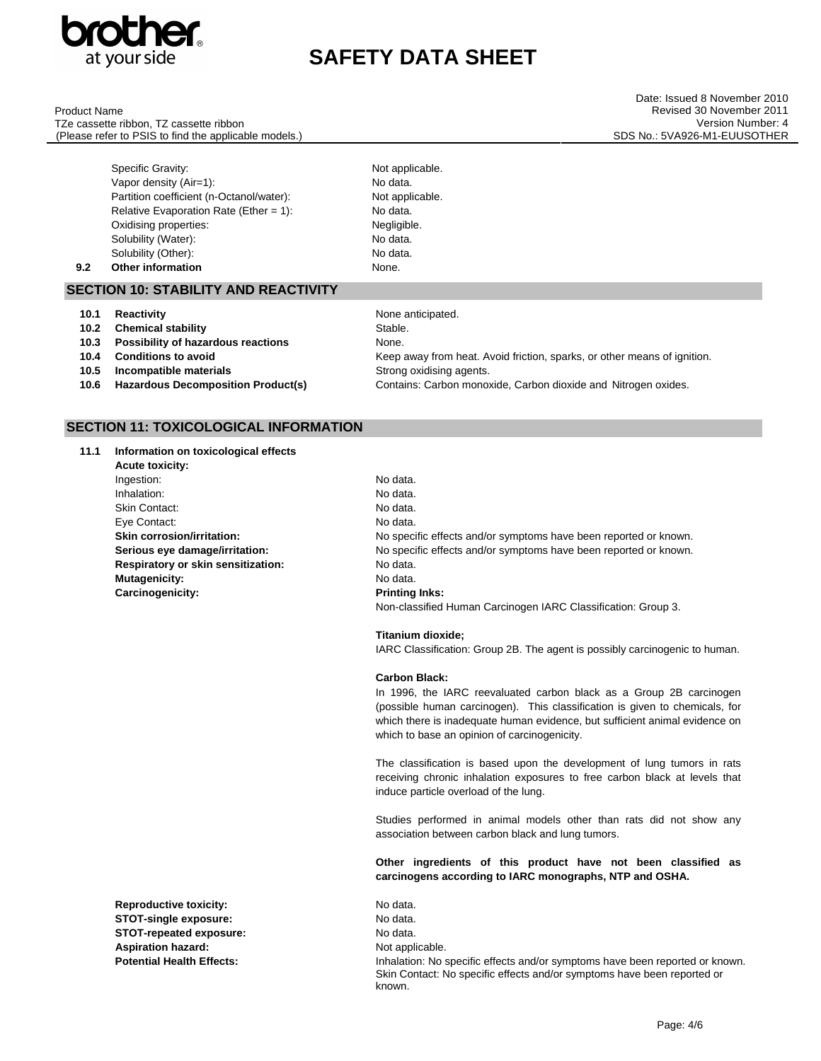| | |
|---|---|
| Specific Gravity: | Not applicable. |
| Vapor density (Air=1): | No data. |
| Partition coefficient (n-Octanol/water): | Not applicable. |
| Relative Evaporation Rate (Ether = 1): | No data. |
| Oxidising properties: | Negligible. |
| Solubility (Water): | No data. |
| Solubility (Other): | No data. |
| **9.2 Other information** | None. |

## SECTION 10: STABILITY AND REACTIVITY

| | |
|---|---|
| **10.1 Reactivity** | None anticipated. |
| **10.2 Chemical stability** | Stable. |
| **10.3 Possibility of hazardous reactions** | None. |
| **10.4 Conditions to avoid** | Keep away from heat. Avoid friction, sparks, or other means of ignition. |
| **10.5 Incompatible materials** | Strong oxidising agents. |
| **10.6 Hazardous Decomposition Product(s)** | Contains: Carbon monoxide, Carbon dioxide and Nitrogen oxides. |

## SECTION 11: TOXICOLOGICAL INFORMATION

**11.1 Information on toxicological effects**

**Acute toxicity:**

| | |
|---|---|
| Ingestion: | No data. |
| Inhalation: | No data. |
| Skin Contact: | No data. |
| Eye Contact: | No data. |
| **Skin corrosion/irritation:** | No specific effects and/or symptoms have been reported or known. |
| **Serious eye damage/irritation:** | No specific effects and/or symptoms have been reported or known. |
| **Respiratory or skin sensitization:** | No data. |
| **Mutagenicity:** | No data. |

**Carcinogenicity:**

**Printing Inks:**
Non-classified Human Carcinogen IARC Classification: Group 3.

**Titanium dioxide;**
IARC Classification: Group 2B. The agent is possibly carcinogenic to human.

**Carbon Black:**
In 1996, the IARC reevaluated carbon black as a Group 2B carcinogen (possible human carcinogen). This classification is given to chemicals, for which there is inadequate human evidence, but sufficient animal evidence on which to base an opinion of carcinogenicity.

The classification is based upon the development of lung tumors in rats receiving chronic inhalation exposures to free carbon black at levels that induce particle overload of the lung.

Studies performed in animal models other than rats did not show any association between carbon black and lung tumors.

**Other ingredients of this product have not been classified as carcinogens according to IARC monographs, NTP and OSHA.**

| | |
|---|---|
| **Reproductive toxicity:** | No data. |
| **STOT-single exposure:** | No data. |
| **STOT-repeated exposure:** | No data. |
| **Aspiration hazard:** | Not applicable. |
| **Potential Health Effects:** | Inhalation: No specific effects and/or symptoms have been reported or known. Skin Contact: No specific effects and/or symptoms have been reported or known. |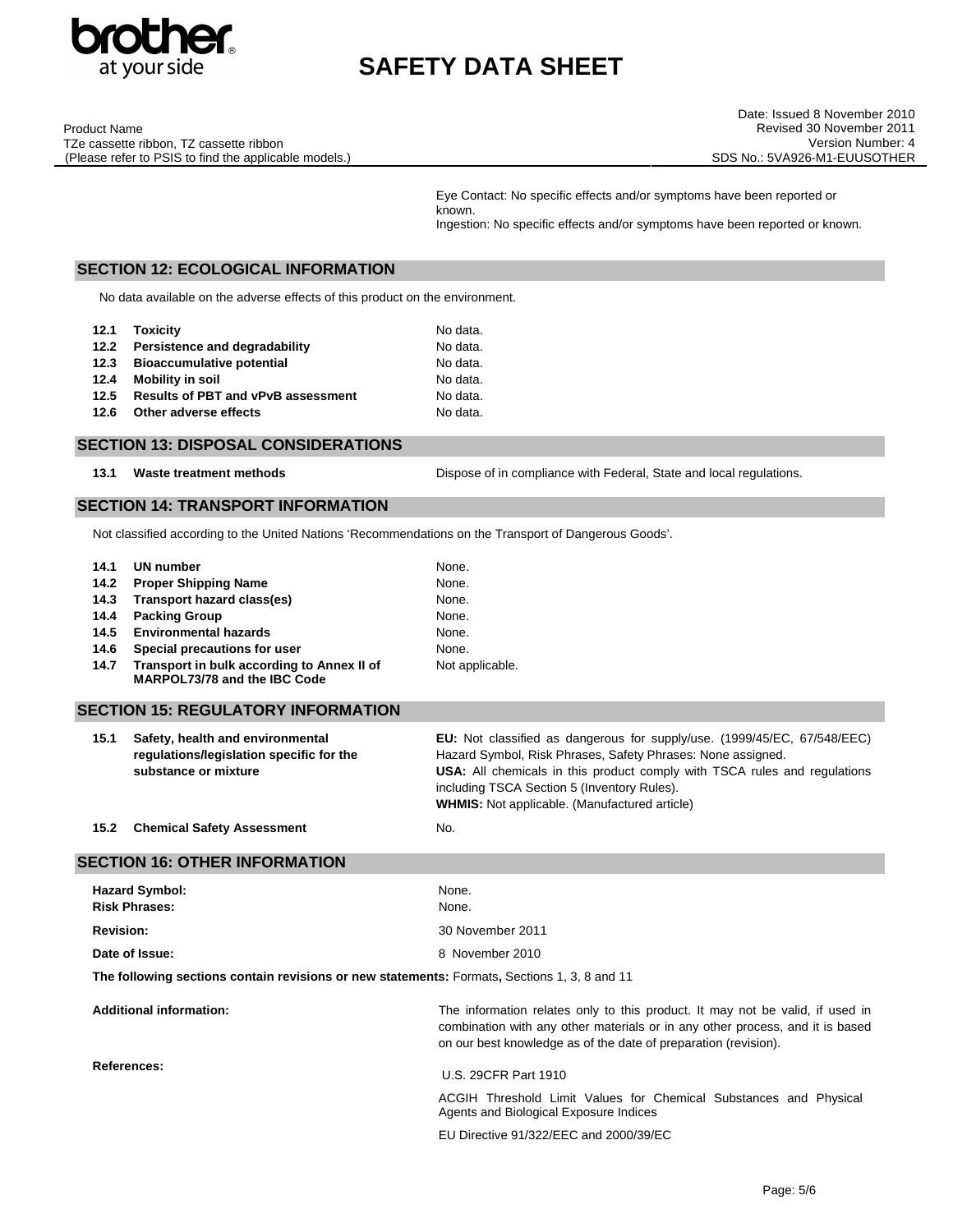Eye Contact: No specific effects and/or symptoms have been reported or known.
Ingestion: No specific effects and/or symptoms have been reported or known.

## SECTION 12: ECOLOGICAL INFORMATION

No data available on the adverse effects of this product on the environment.

| | | |
|---|---|---|
| **12.1** | **Toxicity** | No data. |
| **12.2** | **Persistence and degradability** | No data. |
| **12.3** | **Bioaccumulative potential** | No data. |
| **12.4** | **Mobility in soil** | No data. |
| **12.5** | **Results of PBT and vPvB assessment** | No data. |
| **12.6** | **Other adverse effects** | No data. |

## SECTION 13: DISPOSAL CONSIDERATIONS

| | | |
|---|---|---|
| **13.1** | **Waste treatment methods** | Dispose of in compliance with Federal, State and local regulations. |

## SECTION 14: TRANSPORT INFORMATION

Not classified according to the United Nations 'Recommendations on the Transport of Dangerous Goods'.

| | | |
|---|---|---|
| **14.1** | **UN number** | None. |
| **14.2** | **Proper Shipping Name** | None. |
| **14.3** | **Transport hazard class(es)** | None. |
| **14.4** | **Packing Group** | None. |
| **14.5** | **Environmental hazards** | None. |
| **14.6** | **Special precautions for user** | None. |
| **14.7** | **Transport in bulk according to Annex II of MARPOL73/78 and the IBC Code** | Not applicable. |

## SECTION 15: REGULATORY INFORMATION

| | | |
|---|---|---|
| **15.1** | **Safety, health and environmental regulations/legislation specific for the substance or mixture** | **EU:** Not classified as dangerous for supply/use. (1999/45/EC, 67/548/EEC) Hazard Symbol, Risk Phrases, Safety Phrases: None assigned.<br>**USA:** All chemicals in this product comply with TSCA rules and regulations including TSCA Section 5 (Inventory Rules).<br>**WHMIS:** Not applicable. (Manufactured article) |
| **15.2** | **Chemical Safety Assessment** | No. |

## SECTION 16: OTHER INFORMATION

| | |
|---|---|
| **Hazard Symbol:** | None. |
| **Risk Phrases:** | None. |
| **Revision:** | 30 November 2011 |
| **Date of Issue:** | 8 November 2010 |

**The following sections contain revisions or new statements:** Formats**,** Sections 1, 3, 8 and 11

| | |
|---|---|
| **Additional information:** | The information relates only to this product. It may not be valid, if used in combination with any other materials or in any other process, and it is based on our best knowledge as of the date of preparation (revision). |
| **References:** | U.S. 29CFR Part 1910<br>ACGIH Threshold Limit Values for Chemical Substances and Physical Agents and Biological Exposure Indices<br>EU Directive 91/322/EEC and 2000/39/EC |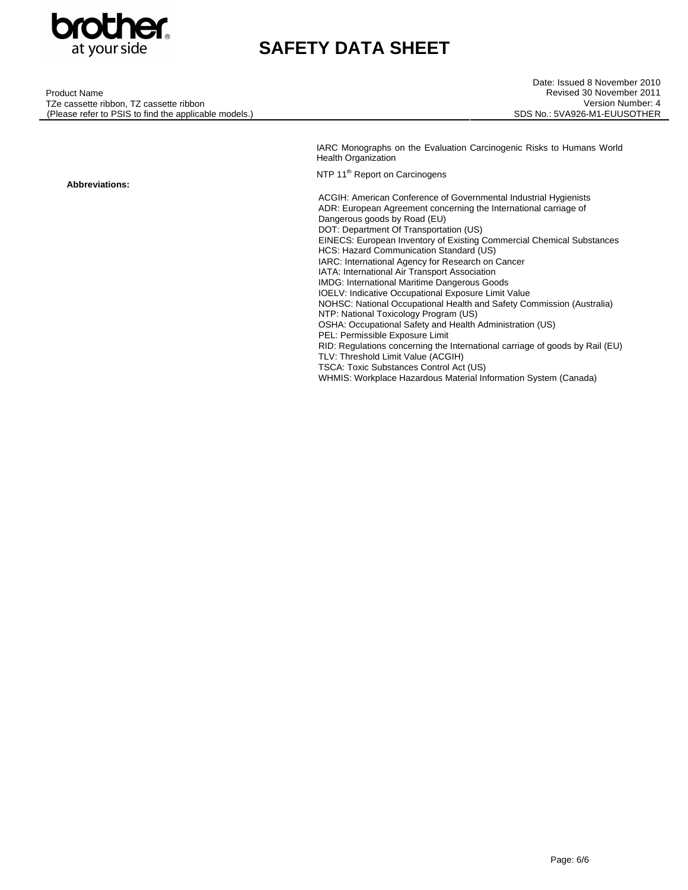IARC Monographs on the Evaluation Carcinogenic Risks to Humans World Health Organization

NTP 11th Report on Carcinogens

**Abbreviations:**

ACGIH: American Conference of Governmental Industrial Hygienists
ADR: European Agreement concerning the International carriage of Dangerous goods by Road (EU)
DOT: Department Of Transportation (US)
EINECS: European Inventory of Existing Commercial Chemical Substances
HCS: Hazard Communication Standard (US)
IARC: International Agency for Research on Cancer
IATA: International Air Transport Association
IMDG: International Maritime Dangerous Goods
IOELV: Indicative Occupational Exposure Limit Value
NOHSC: National Occupational Health and Safety Commission (Australia)
NTP: National Toxicology Program (US)
OSHA: Occupational Safety and Health Administration (US)
PEL: Permissible Exposure Limit
RID: Regulations concerning the International carriage of goods by Rail (EU)
TLV: Threshold Limit Value (ACGIH)
TSCA: Toxic Substances Control Act (US)
WHMIS: Workplace Hazardous Material Information System (Canada)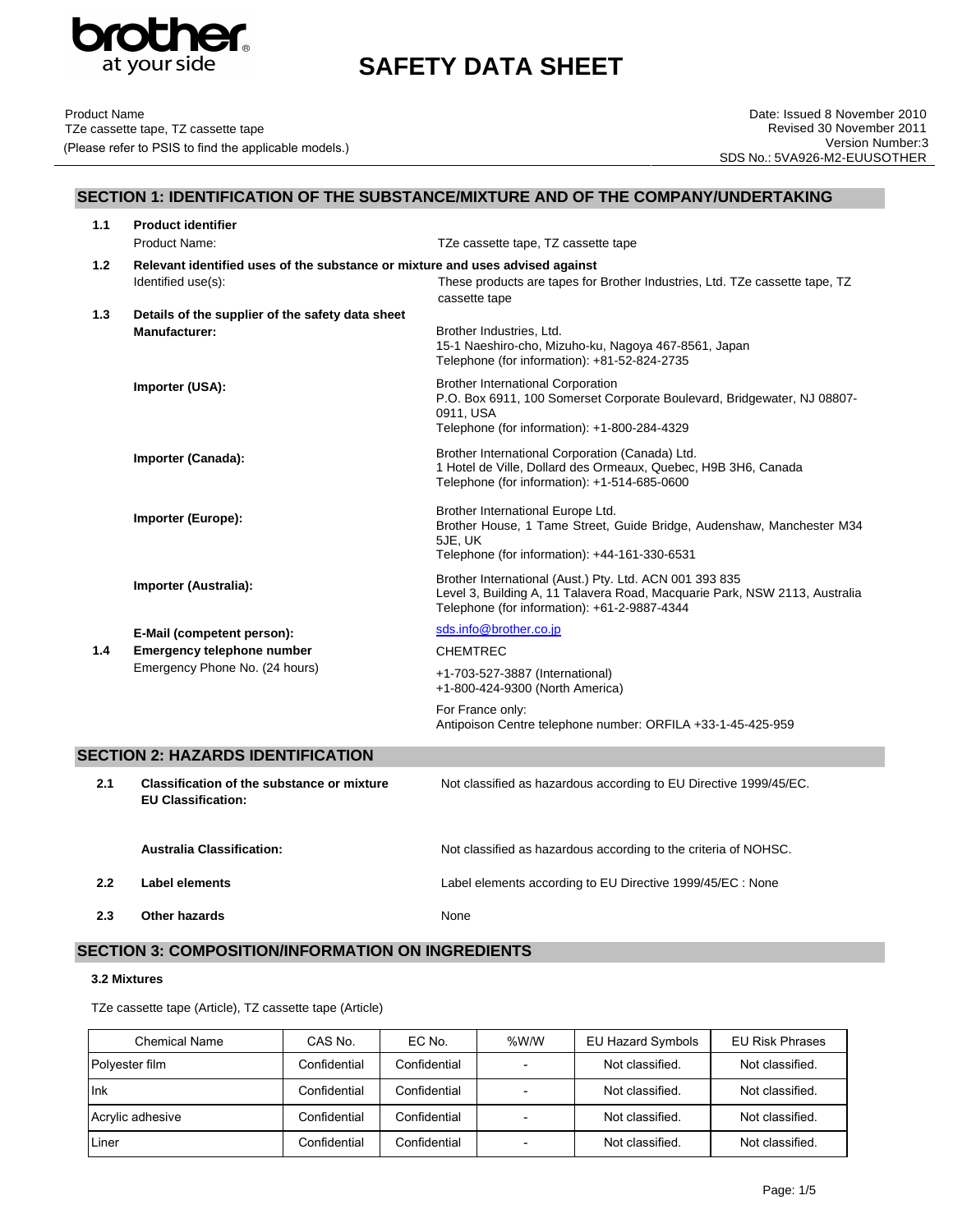# SAFETY DATA SHEET

Product Name
TZe cassette tape, TZ cassette tape
(Please refer to PSIS to find the applicable models.)

Date: Issued 8 November 2010
Revised 30 November 2011
Version Number:3
SDS No.: 5VA926-M2-EUUSOTHER

## SECTION 1: IDENTIFICATION OF THE SUBSTANCE/MIXTURE AND OF THE COMPANY/UNDERTAKING

**1.1 Product identifier**

Product Name: TZe cassette tape, TZ cassette tape

**1.2 Relevant identified uses of the substance or mixture and uses advised against**

Identified use(s): These products are tapes for Brother Industries, Ltd. TZe cassette tape, TZ cassette tape

**1.3 Details of the supplier of the safety data sheet**

**Manufacturer:**
Brother Industries, Ltd.
15-1 Naeshiro-cho, Mizuho-ku, Nagoya 467-8561, Japan
Telephone (for information): +81-52-824-2735

**Importer (USA):**
Brother International Corporation
P.O. Box 6911, 100 Somerset Corporate Boulevard, Bridgewater, NJ 08807-0911, USA
Telephone (for information): +1-800-284-4329

**Importer (Canada):**
Brother International Corporation (Canada) Ltd.
1 Hotel de Ville, Dollard des Ormeaux, Quebec, H9B 3H6, Canada
Telephone (for information): +1-514-685-0600

**Importer (Europe):**
Brother International Europe Ltd.
Brother House, 1 Tame Street, Guide Bridge, Audenshaw, Manchester M34 5JE, UK
Telephone (for information): +44-161-330-6531

**Importer (Australia):**
Brother International (Aust.) Pty. Ltd. ACN 001 393 835
Level 3, Building A, 11 Talavera Road, Macquarie Park, NSW 2113, Australia
Telephone (for information): +61-2-9887-4344

**E-Mail (competent person):** sds.info@brother.co.jp

**1.4 Emergency telephone number**

Emergency Phone No. (24 hours)
CHEMTREC
+1-703-527-3887 (International)
+1-800-424-9300 (North America)

For France only:
Antipoison Centre telephone number: ORFILA +33-1-45-425-959

## SECTION 2: HAZARDS IDENTIFICATION

**2.1 Classification of the substance or mixture**

**EU Classification:** Not classified as hazardous according to EU Directive 1999/45/EC.

**Australia Classification:** Not classified as hazardous according to the criteria of NOHSC.

**2.2 Label elements** Label elements according to EU Directive 1999/45/EC : None

**2.3 Other hazards** None

## SECTION 3: COMPOSITION/INFORMATION ON INGREDIENTS

**3.2 Mixtures**

TZe cassette tape (Article), TZ cassette tape (Article)

| Chemical Name | CAS No. | EC No. | %W/W | EU Hazard Symbols | EU Risk Phrases |
|---|---|---|---|---|---|
| Polyester film | Confidential | Confidential | - | Not classified. | Not classified. |
| Ink | Confidential | Confidential | - | Not classified. | Not classified. |
| Acrylic adhesive | Confidential | Confidential | - | Not classified. | Not classified. |
| Liner | Confidential | Confidential | - | Not classified. | Not classified. |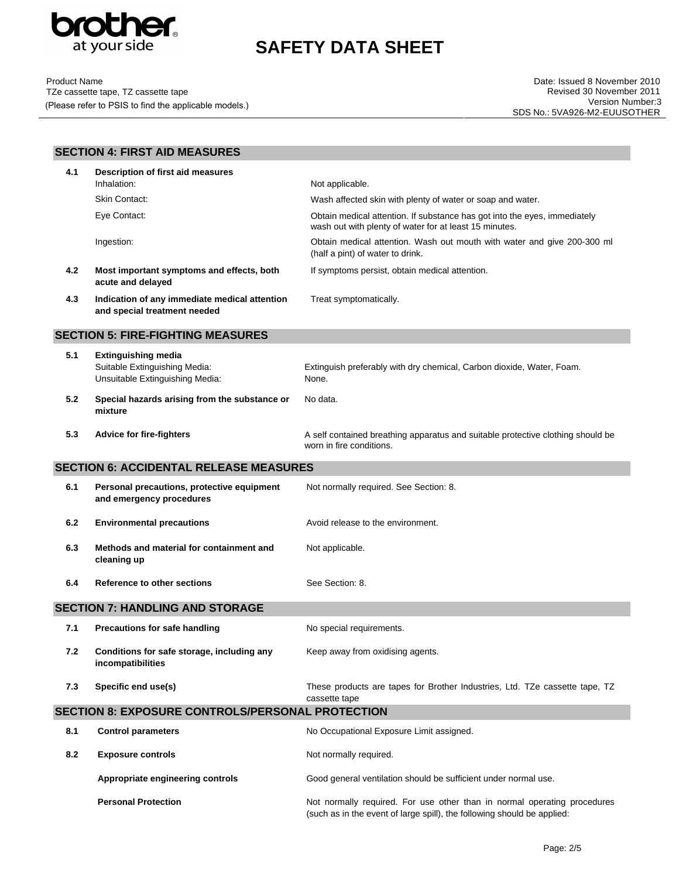## SECTION 4: FIRST AID MEASURES

| | | |
|---|---|---|
| **4.1** | **Description of first aid measures** | |
| | Inhalation: | Not applicable. |
| | Skin Contact: | Wash affected skin with plenty of water or soap and water. |
| | Eye Contact: | Obtain medical attention. If substance has got into the eyes, immediately wash out with plenty of water for at least 15 minutes. |
| | Ingestion: | Obtain medical attention. Wash out mouth with water and give 200-300 ml (half a pint) of water to drink. |
| **4.2** | **Most important symptoms and effects, both acute and delayed** | If symptoms persist, obtain medical attention. |
| **4.3** | **Indication of any immediate medical attention and special treatment needed** | Treat symptomatically. |

## SECTION 5: FIRE-FIGHTING MEASURES

| | | |
|---|---|---|
| **5.1** | **Extinguishing media** | |
| | Suitable Extinguishing Media: | Extinguish preferably with dry chemical, Carbon dioxide, Water, Foam. |
| | Unsuitable Extinguishing Media: | None. |
| **5.2** | **Special hazards arising from the substance or mixture** | No data. |
| **5.3** | **Advice for fire-fighters** | A self contained breathing apparatus and suitable protective clothing should be worn in fire conditions. |

## SECTION 6: ACCIDENTAL RELEASE MEASURES

| | | |
|---|---|---|
| **6.1** | **Personal precautions, protective equipment and emergency procedures** | Not normally required. See Section: 8. |
| **6.2** | **Environmental precautions** | Avoid release to the environment. |
| **6.3** | **Methods and material for containment and cleaning up** | Not applicable. |
| **6.4** | **Reference to other sections** | See Section: 8. |

## SECTION 7: HANDLING AND STORAGE

| | | |
|---|---|---|
| **7.1** | **Precautions for safe handling** | No special requirements. |
| **7.2** | **Conditions for safe storage, including any incompatibilities** | Keep away from oxidising agents. |
| **7.3** | **Specific end use(s)** | These products are tapes for Brother Industries, Ltd. TZe cassette tape, TZ cassette tape |

## SECTION 8: EXPOSURE CONTROLS/PERSONAL PROTECTION

| | | |
|---|---|---|
| **8.1** | **Control parameters** | No Occupational Exposure Limit assigned. |
| **8.2** | **Exposure controls** | Not normally required. |
| | **Appropriate engineering controls** | Good general ventilation should be sufficient under normal use. |
| | **Personal Protection** | Not normally required. For use other than in normal operating procedures (such as in the event of large spill), the following should be applied: |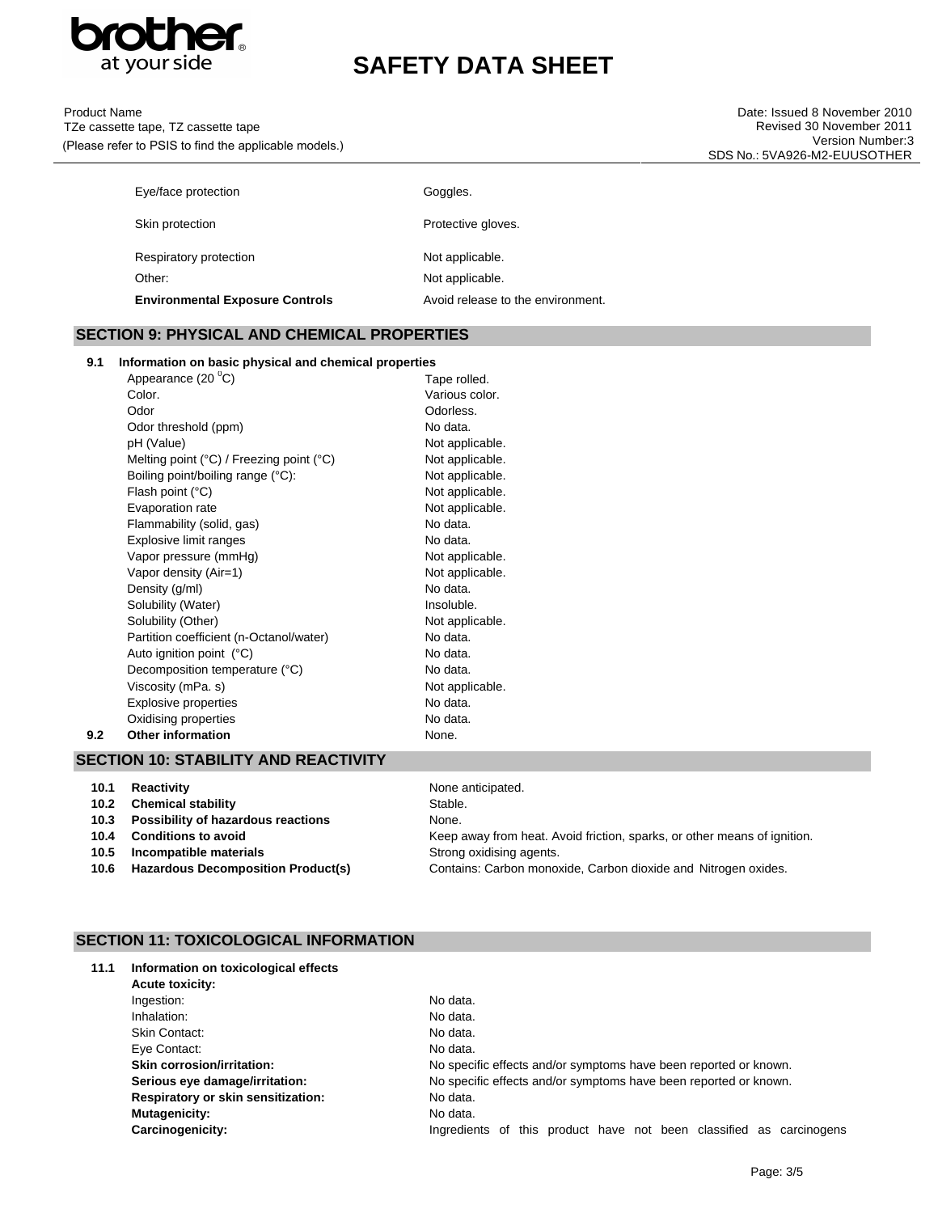| | |
|---|---|
| Eye/face protection | Goggles. |
| Skin protection | Protective gloves. |
| Respiratory protection | Not applicable. |
| Other: | Not applicable. |
| **Environmental Exposure Controls** | Avoid release to the environment. |

## SECTION 9: PHYSICAL AND CHEMICAL PROPERTIES

**9.1 Information on basic physical and chemical properties**

| | |
|---|---|
| Appearance (20 $^0$C) | Tape rolled. |
| Color. | Various color. |
| Odor | Odorless. |
| Odor threshold (ppm) | No data. |
| pH (Value) | Not applicable. |
| Melting point (°C) / Freezing point (°C) | Not applicable. |
| Boiling point/boiling range (°C): | Not applicable. |
| Flash point (°C) | Not applicable. |
| Evaporation rate | Not applicable. |
| Flammability (solid, gas) | No data. |
| Explosive limit ranges | No data. |
| Vapor pressure (mmHg) | Not applicable. |
| Vapor density (Air=1) | Not applicable. |
| Density (g/ml) | No data. |
| Solubility (Water) | Insoluble. |
| Solubility (Other) | Not applicable. |
| Partition coefficient (n-Octanol/water) | No data. |
| Auto ignition point (°C) | No data. |
| Decomposition temperature (°C) | No data. |
| Viscosity (mPa. s) | Not applicable. |
| Explosive properties | No data. |
| Oxidising properties | No data. |

**9.2 Other information** None.

## SECTION 10: STABILITY AND REACTIVITY

| | | |
|---|---|---|
| **10.1** | **Reactivity** | None anticipated. |
| **10.2** | **Chemical stability** | Stable. |
| **10.3** | **Possibility of hazardous reactions** | None. |
| **10.4** | **Conditions to avoid** | Keep away from heat. Avoid friction, sparks, or other means of ignition. |
| **10.5** | **Incompatible materials** | Strong oxidising agents. |
| **10.6** | **Hazardous Decomposition Product(s)** | Contains: Carbon monoxide, Carbon dioxide and Nitrogen oxides. |

## SECTION 11: TOXICOLOGICAL INFORMATION

**11.1 Information on toxicological effects**

**Acute toxicity:**

| | |
|---|---|
| Ingestion: | No data. |
| Inhalation: | No data. |
| Skin Contact: | No data. |
| Eye Contact: | No data. |
| **Skin corrosion/irritation:** | No specific effects and/or symptoms have been reported or known. |
| **Serious eye damage/irritation:** | No specific effects and/or symptoms have been reported or known. |
| **Respiratory or skin sensitization:** | No data. |
| **Mutagenicity:** | No data. |
| **Carcinogenicity:** | Ingredients of this product have not been classified as carcinogens |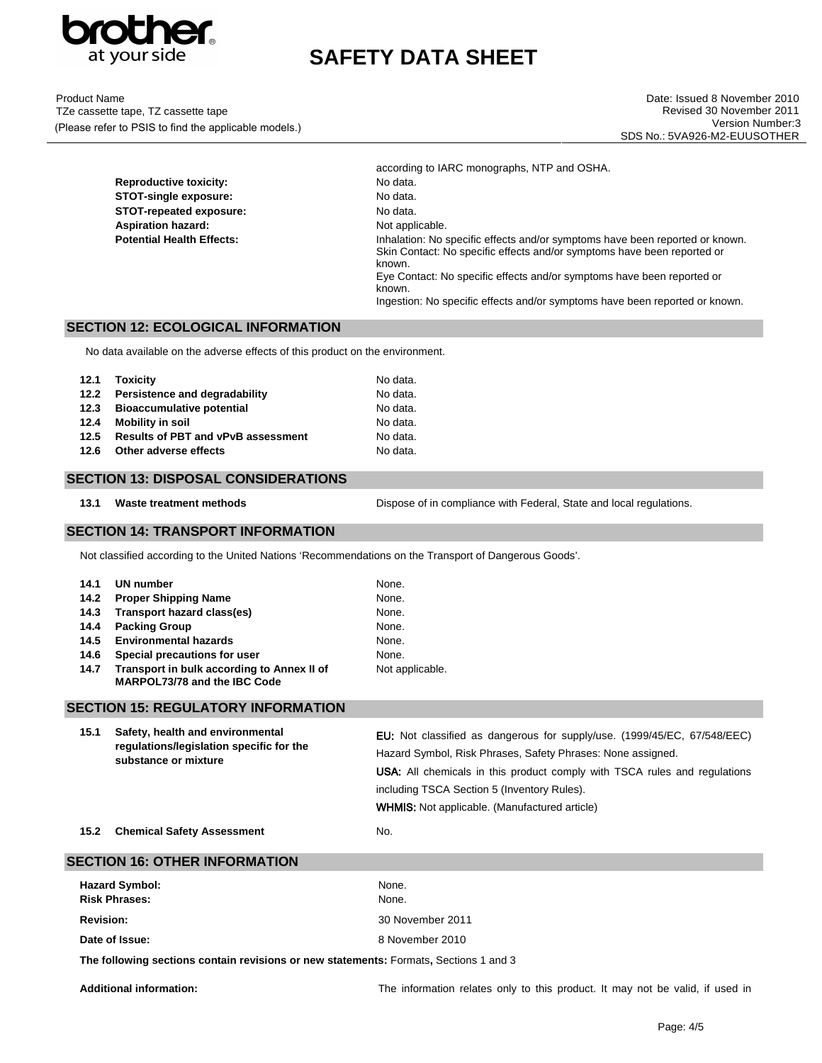according to IARC monographs, NTP and OSHA.

| | |
|---|---|
| **Reproductive toxicity:** | No data. |
| **STOT-single exposure:** | No data. |
| **STOT-repeated exposure:** | No data. |
| **Aspiration hazard:** | Not applicable. |
| **Potential Health Effects:** | Inhalation: No specific effects and/or symptoms have been reported or known. Skin Contact: No specific effects and/or symptoms have been reported or known. Eye Contact: No specific effects and/or symptoms have been reported or known. Ingestion: No specific effects and/or symptoms have been reported or known. |

## SECTION 12: ECOLOGICAL INFORMATION

No data available on the adverse effects of this product on the environment.

| | | |
|---|---|---|
| **12.1** | **Toxicity** | No data. |
| **12.2** | **Persistence and degradability** | No data. |
| **12.3** | **Bioaccumulative potential** | No data. |
| **12.4** | **Mobility in soil** | No data. |
| **12.5** | **Results of PBT and vPvB assessment** | No data. |
| **12.6** | **Other adverse effects** | No data. |

## SECTION 13: DISPOSAL CONSIDERATIONS

| | | |
|---|---|---|
| **13.1** | **Waste treatment methods** | Dispose of in compliance with Federal, State and local regulations. |

## SECTION 14: TRANSPORT INFORMATION

Not classified according to the United Nations 'Recommendations on the Transport of Dangerous Goods'.

| | | |
|---|---|---|
| **14.1** | **UN number** | None. |
| **14.2** | **Proper Shipping Name** | None. |
| **14.3** | **Transport hazard class(es)** | None. |
| **14.4** | **Packing Group** | None. |
| **14.5** | **Environmental hazards** | None. |
| **14.6** | **Special precautions for user** | None. |
| **14.7** | **Transport in bulk according to Annex II of MARPOL73/78 and the IBC Code** | Not applicable. |

## SECTION 15: REGULATORY INFORMATION

| | | |
|---|---|---|
| **15.1** | **Safety, health and environmental regulations/legislation specific for the substance or mixture** | **EU:** Not classified as dangerous for supply/use. (1999/45/EC, 67/548/EEC) Hazard Symbol, Risk Phrases, Safety Phrases: None assigned.<br>**USA:** All chemicals in this product comply with TSCA rules and regulations including TSCA Section 5 (Inventory Rules).<br>**WHMIS:** Not applicable. (Manufactured article) |
| **15.2** | **Chemical Safety Assessment** | No. |

## SECTION 16: OTHER INFORMATION

| | |
|---|---|
| **Hazard Symbol:** | None. |
| **Risk Phrases:** | None. |
| **Revision:** | 30 November 2011 |
| **Date of Issue:** | 8 November 2010 |

**The following sections contain revisions or new statements:** Formats**,** Sections 1 and 3

**Additional information:** The information relates only to this product. It may not be valid, if used in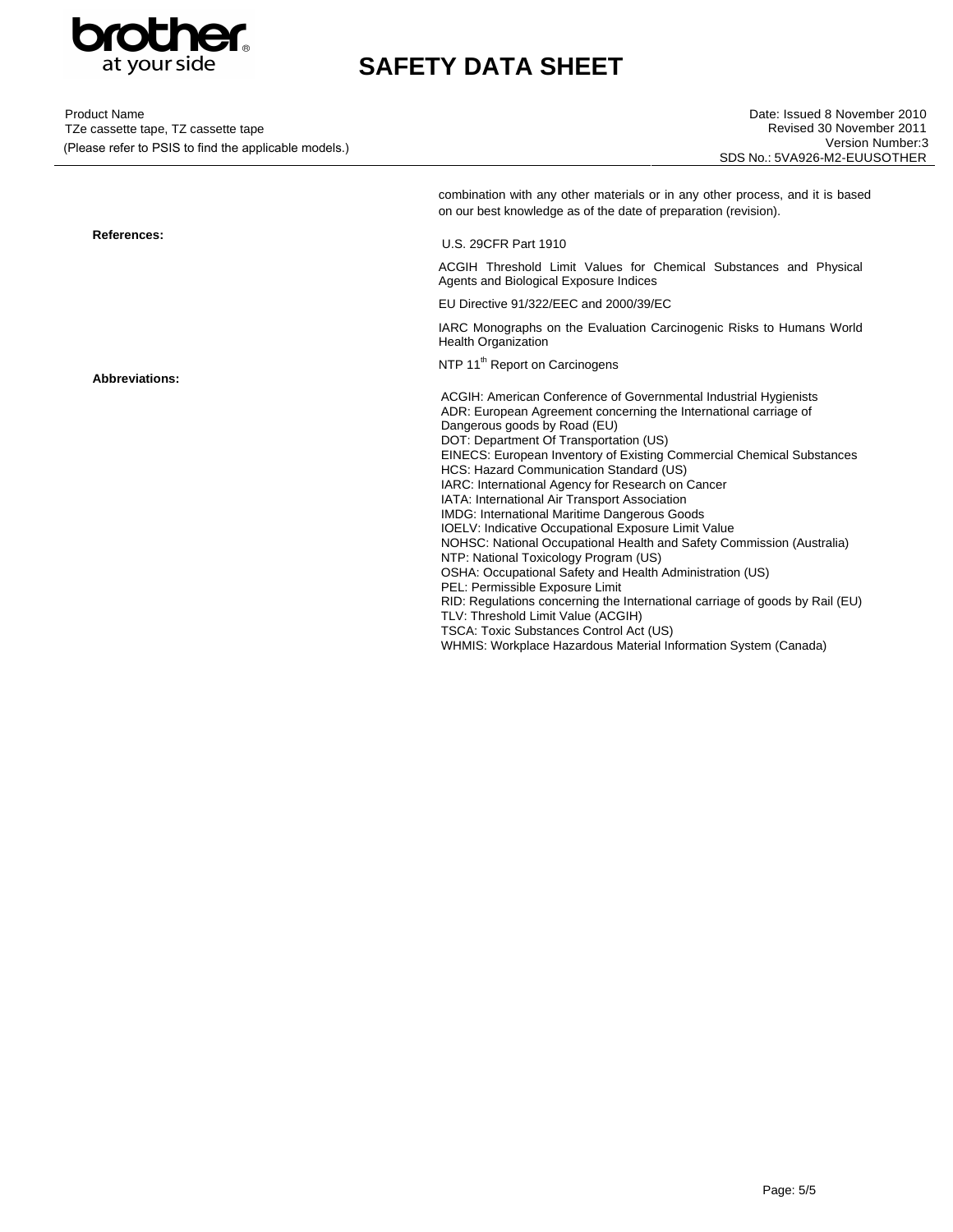combination with any other materials or in any other process, and it is based on our best knowledge as of the date of preparation (revision).

**References:**

U.S. 29CFR Part 1910

ACGIH Threshold Limit Values for Chemical Substances and Physical Agents and Biological Exposure Indices

EU Directive 91/322/EEC and 2000/39/EC

IARC Monographs on the Evaluation Carcinogenic Risks to Humans World Health Organization

NTP 11th Report on Carcinogens

**Abbreviations:**

ACGIH: American Conference of Governmental Industrial Hygienists
ADR: European Agreement concerning the International carriage of Dangerous goods by Road (EU)
DOT: Department Of Transportation (US)
EINECS: European Inventory of Existing Commercial Chemical Substances
HCS: Hazard Communication Standard (US)
IARC: International Agency for Research on Cancer
IATA: International Air Transport Association
IMDG: International Maritime Dangerous Goods
IOELV: Indicative Occupational Exposure Limit Value
NOHSC: National Occupational Health and Safety Commission (Australia)
NTP: National Toxicology Program (US)
OSHA: Occupational Safety and Health Administration (US)
PEL: Permissible Exposure Limit
RID: Regulations concerning the International carriage of goods by Rail (EU)
TLV: Threshold Limit Value (ACGIH)
TSCA: Toxic Substances Control Act (US)
WHMIS: Workplace Hazardous Material Information System (Canada)